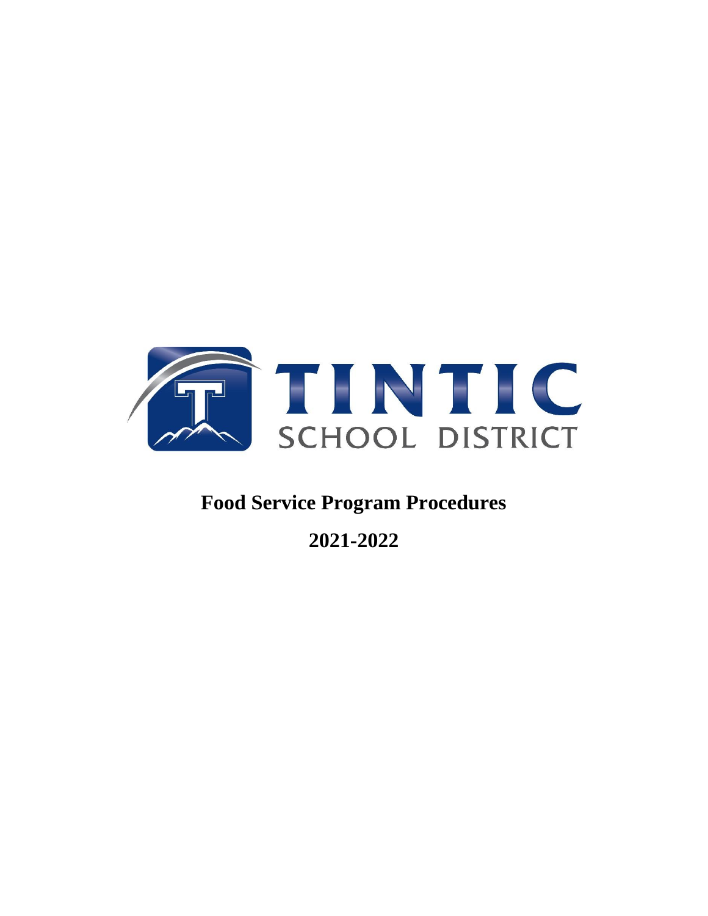TINTIC SCHOOL DISTRICT

# Food Service Program Procedures

## 2021-2022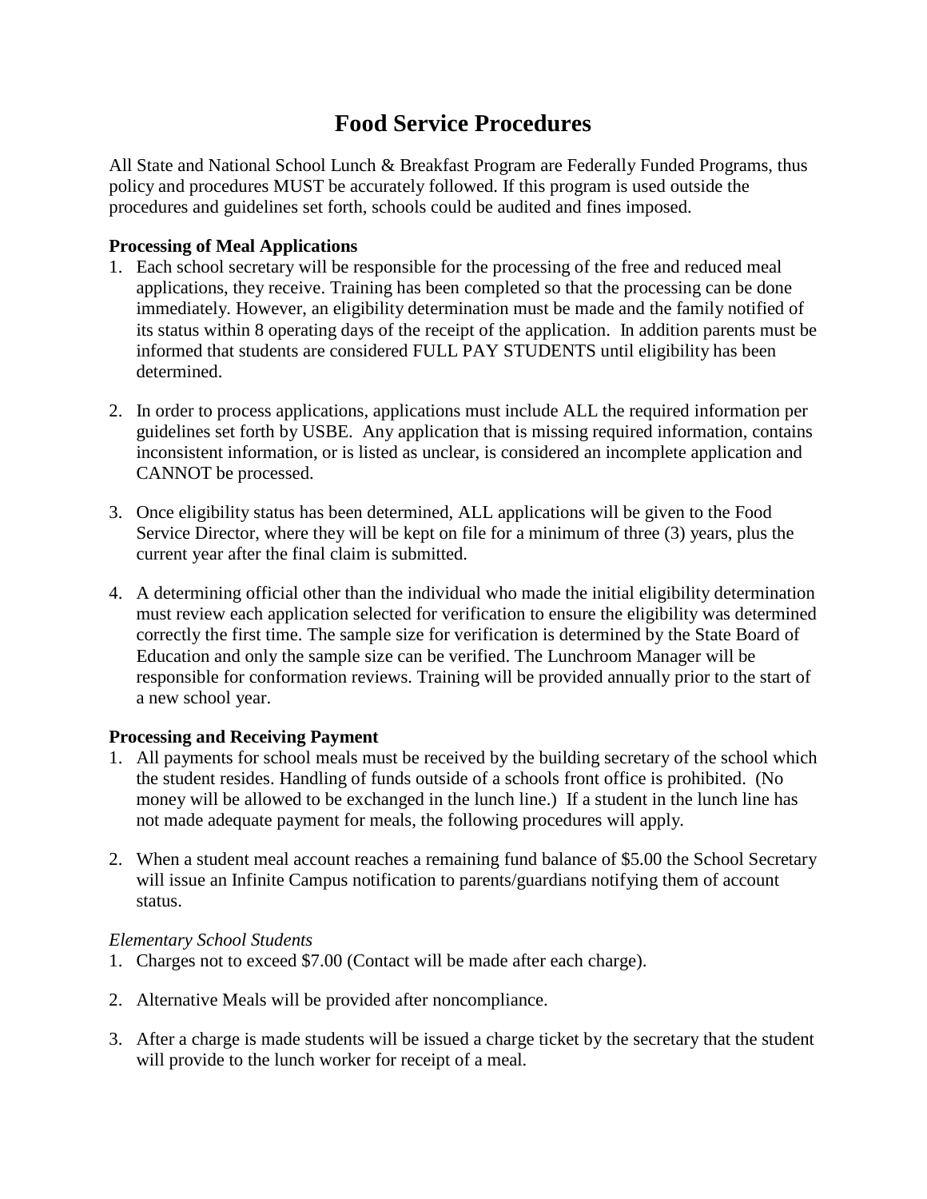# Food Service Procedures

All State and National School Lunch & Breakfast Program are Federally Funded Programs, thus policy and procedures MUST be accurately followed. If this program is used outside the procedures and guidelines set forth, schools could be audited and fines imposed.

**Processing of Meal Applications**

1. Each school secretary will be responsible for the processing of the free and reduced meal applications, they receive. Training has been completed so that the processing can be done immediately. However, an eligibility determination must be made and the family notified of its status within 8 operating days of the receipt of the application. In addition parents must be informed that students are considered FULL PAY STUDENTS until eligibility has been determined.

2. In order to process applications, applications must include ALL the required information per guidelines set forth by USBE. Any application that is missing required information, contains inconsistent information, or is listed as unclear, is considered an incomplete application and CANNOT be processed.

3. Once eligibility status has been determined, ALL applications will be given to the Food Service Director, where they will be kept on file for a minimum of three (3) years, plus the current year after the final claim is submitted.

4. A determining official other than the individual who made the initial eligibility determination must review each application selected for verification to ensure the eligibility was determined correctly the first time. The sample size for verification is determined by the State Board of Education and only the sample size can be verified. The Lunchroom Manager will be responsible for conformation reviews. Training will be provided annually prior to the start of a new school year.

**Processing and Receiving Payment**

1. All payments for school meals must be received by the building secretary of the school which the student resides. Handling of funds outside of a schools front office is prohibited. (No money will be allowed to be exchanged in the lunch line.) If a student in the lunch line has not made adequate payment for meals, the following procedures will apply.

2. When a student meal account reaches a remaining fund balance of $5.00 the School Secretary will issue an Infinite Campus notification to parents/guardians notifying them of account status.

*Elementary School Students*

1. Charges not to exceed $7.00 (Contact will be made after each charge).

2. Alternative Meals will be provided after noncompliance.

3. After a charge is made students will be issued a charge ticket by the secretary that the student will provide to the lunch worker for receipt of a meal.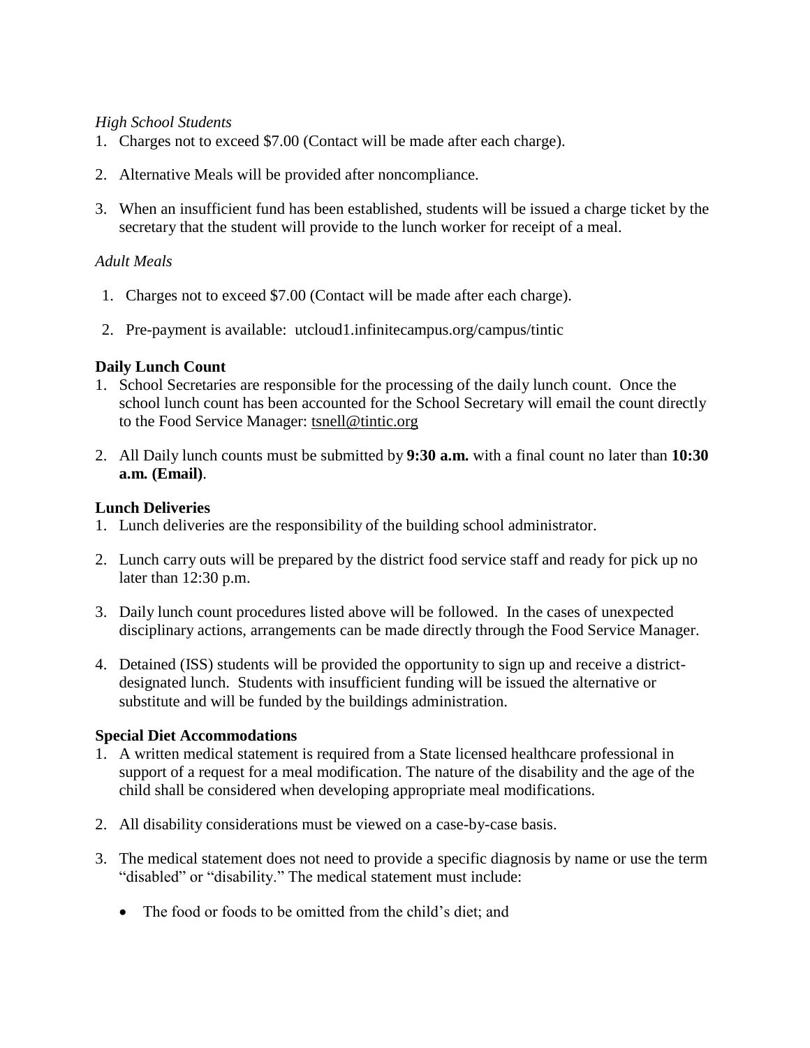*High School Students*

1. Charges not to exceed $7.00 (Contact will be made after each charge).

2. Alternative Meals will be provided after noncompliance.

3. When an insufficient fund has been established, students will be issued a charge ticket by the secretary that the student will provide to the lunch worker for receipt of a meal.

*Adult Meals*

1. Charges not to exceed $7.00 (Contact will be made after each charge).

2. Pre-payment is available: utcloud1.infinitecampus.org/campus/tintic

**Daily Lunch Count**

1. School Secretaries are responsible for the processing of the daily lunch count. Once the school lunch count has been accounted for the School Secretary will email the count directly to the Food Service Manager: tsnell@tintic.org

2. All Daily lunch counts must be submitted by **9:30 a.m.** with a final count no later than **10:30 a.m. (Email)**.

**Lunch Deliveries**

1. Lunch deliveries are the responsibility of the building school administrator.

2. Lunch carry outs will be prepared by the district food service staff and ready for pick up no later than 12:30 p.m.

3. Daily lunch count procedures listed above will be followed. In the cases of unexpected disciplinary actions, arrangements can be made directly through the Food Service Manager.

4. Detained (ISS) students will be provided the opportunity to sign up and receive a district-designated lunch. Students with insufficient funding will be issued the alternative or substitute and will be funded by the buildings administration.

**Special Diet Accommodations**

1. A written medical statement is required from a State licensed healthcare professional in support of a request for a meal modification. The nature of the disability and the age of the child shall be considered when developing appropriate meal modifications.

2. All disability considerations must be viewed on a case-by-case basis.

3. The medical statement does not need to provide a specific diagnosis by name or use the term "disabled" or "disability." The medical statement must include:

   - The food or foods to be omitted from the child's diet; and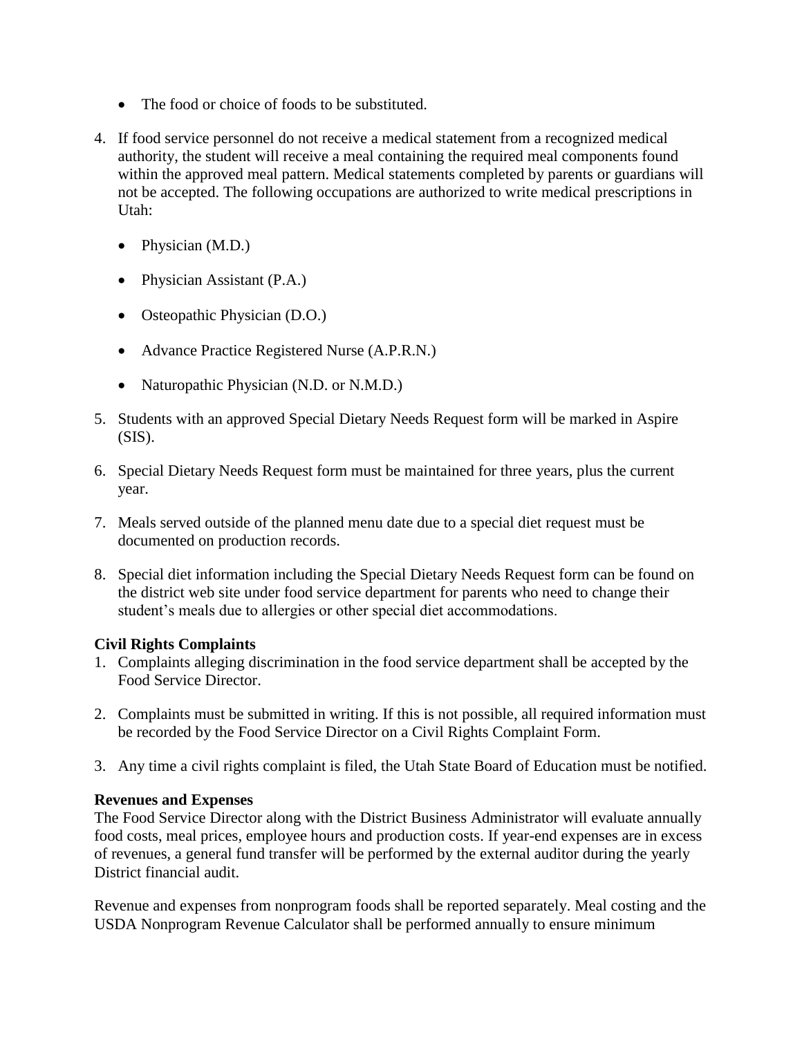- The food or choice of foods to be substituted.

4. If food service personnel do not receive a medical statement from a recognized medical authority, the student will receive a meal containing the required meal components found within the approved meal pattern. Medical statements completed by parents or guardians will not be accepted. The following occupations are authorized to write medical prescriptions in Utah:

    - Physician (M.D.)
    - Physician Assistant (P.A.)
    - Osteopathic Physician (D.O.)
    - Advance Practice Registered Nurse (A.P.R.N.)
    - Naturopathic Physician (N.D. or N.M.D.)

5. Students with an approved Special Dietary Needs Request form will be marked in Aspire (SIS).

6. Special Dietary Needs Request form must be maintained for three years, plus the current year.

7. Meals served outside of the planned menu date due to a special diet request must be documented on production records.

8. Special diet information including the Special Dietary Needs Request form can be found on the district web site under food service department for parents who need to change their student's meals due to allergies or other special diet accommodations.

**Civil Rights Complaints**

1. Complaints alleging discrimination in the food service department shall be accepted by the Food Service Director.

2. Complaints must be submitted in writing. If this is not possible, all required information must be recorded by the Food Service Director on a Civil Rights Complaint Form.

3. Any time a civil rights complaint is filed, the Utah State Board of Education must be notified.

**Revenues and Expenses**

The Food Service Director along with the District Business Administrator will evaluate annually food costs, meal prices, employee hours and production costs. If year-end expenses are in excess of revenues, a general fund transfer will be performed by the external auditor during the yearly District financial audit.

Revenue and expenses from nonprogram foods shall be reported separately. Meal costing and the USDA Nonprogram Revenue Calculator shall be performed annually to ensure minimum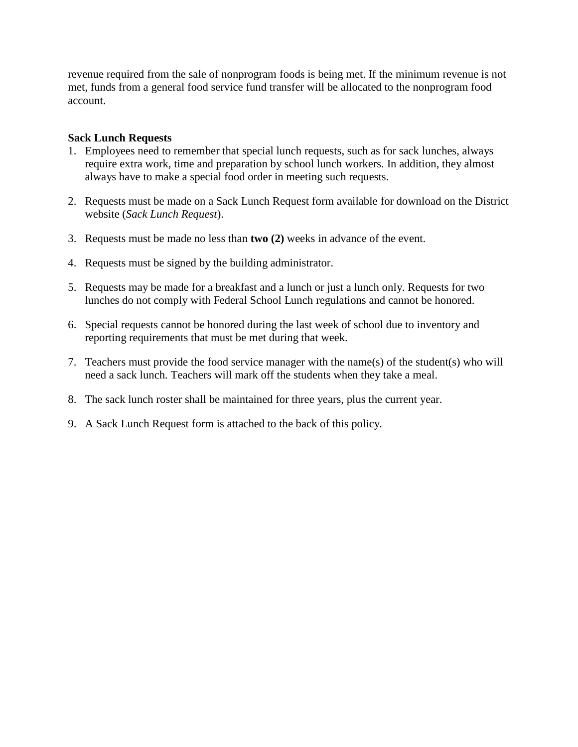revenue required from the sale of nonprogram foods is being met. If the minimum revenue is not met, funds from a general food service fund transfer will be allocated to the nonprogram food account.

**Sack Lunch Requests**

1. Employees need to remember that special lunch requests, such as for sack lunches, always require extra work, time and preparation by school lunch workers. In addition, they almost always have to make a special food order in meeting such requests.

2. Requests must be made on a Sack Lunch Request form available for download on the District website (*Sack Lunch Request*).

3. Requests must be made no less than **two (2)** weeks in advance of the event.

4. Requests must be signed by the building administrator.

5. Requests may be made for a breakfast and a lunch or just a lunch only. Requests for two lunches do not comply with Federal School Lunch regulations and cannot be honored.

6. Special requests cannot be honored during the last week of school due to inventory and reporting requirements that must be met during that week.

7. Teachers must provide the food service manager with the name(s) of the student(s) who will need a sack lunch. Teachers will mark off the students when they take a meal.

8. The sack lunch roster shall be maintained for three years, plus the current year.

9. A Sack Lunch Request form is attached to the back of this policy.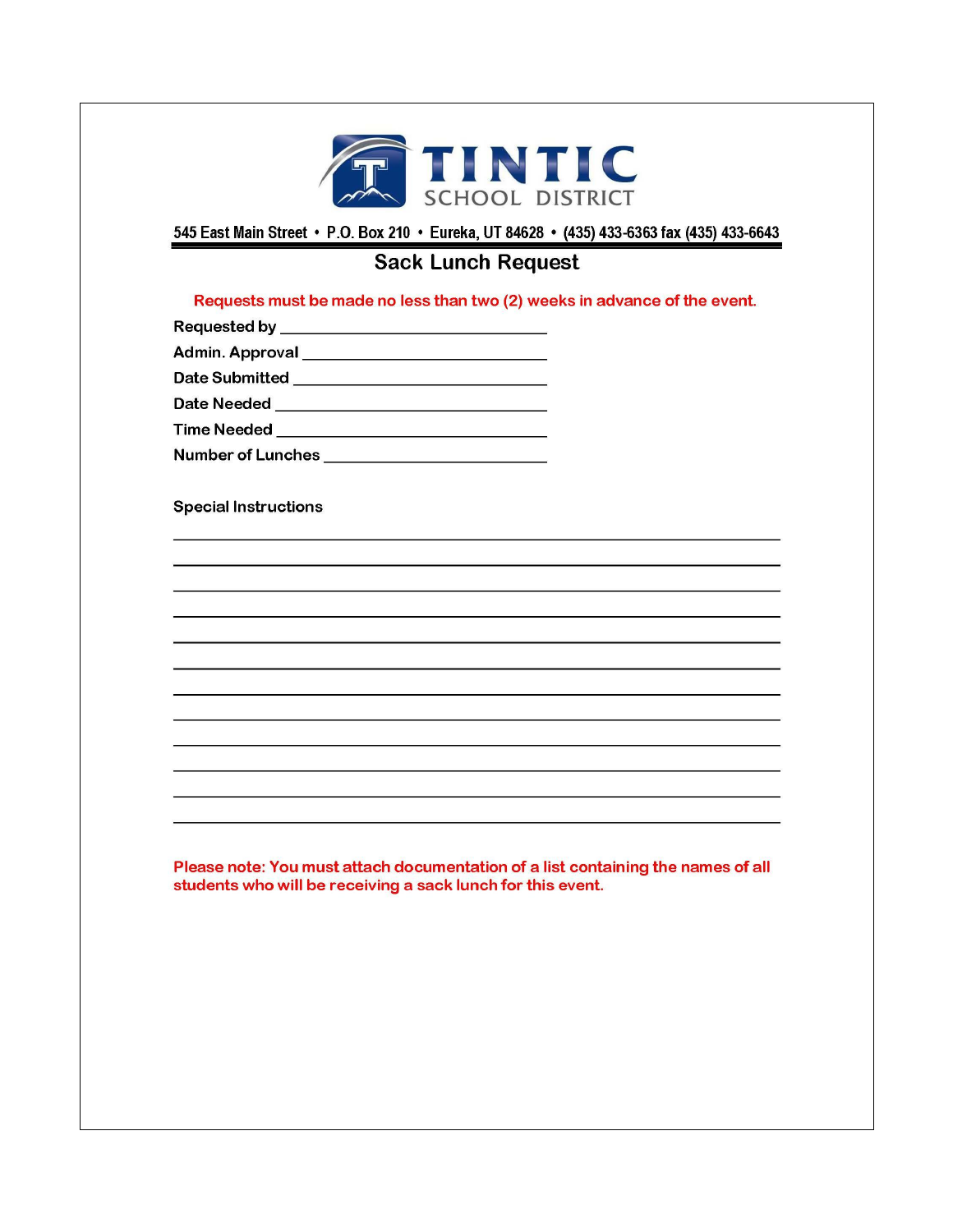**TINTIC**
SCHOOL DISTRICT

545 East Main Street • P.O. Box 210 • Eureka, UT 84628 • (435) 433-6363 fax (435) 433-6643

## Sack Lunch Request

**Requests must be made no less than two (2) weeks in advance of the event.**

Requested by ______________________________

Admin. Approval ______________________________

Date Submitted ______________________________

Date Needed ______________________________

Time Needed ______________________________

Number of Lunches ______________________________

Special Instructions

______________________________________________________________________

______________________________________________________________________

______________________________________________________________________

______________________________________________________________________

______________________________________________________________________

______________________________________________________________________

______________________________________________________________________

______________________________________________________________________

______________________________________________________________________

______________________________________________________________________

______________________________________________________________________

______________________________________________________________________

**Please note: You must attach documentation of a list containing the names of all students who will be receiving a sack lunch for this event.**